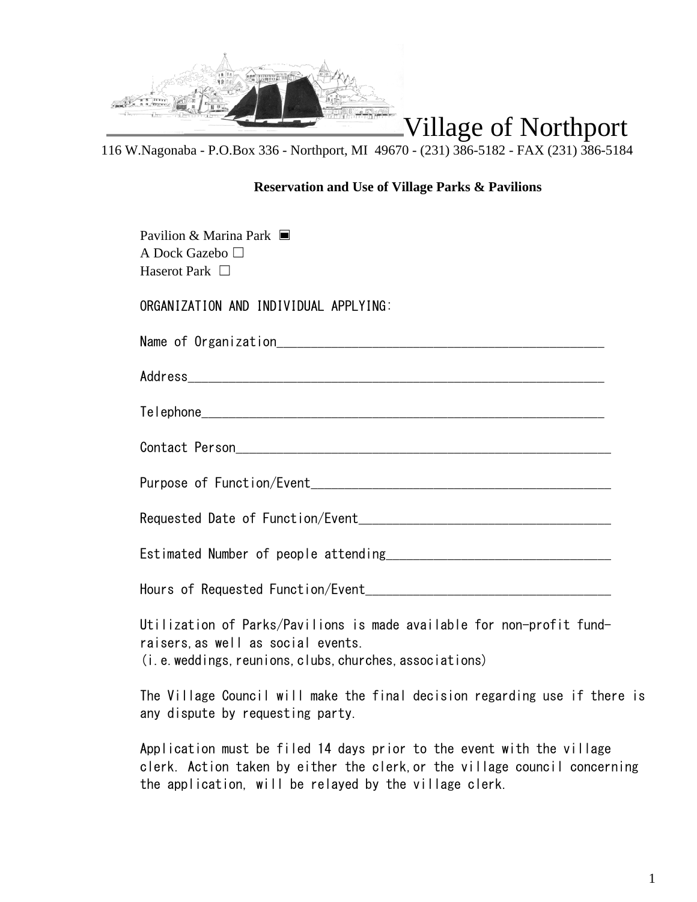# Village of Northport

116 W.Nagonaba - P.O.Box 336 - Northport, MI 49670 - (231) 386-5182 - FAX (231) 386-5184

**Reservation and Use of Village Parks & Pavilions**

Pavilion & Marina Park ■
A Dock Gazebo ☐
Haserot Park ☐

ORGANIZATION AND INDIVIDUAL APPLYING:

Name of Organization_______________________________________________

Address____________________________________________________________

Telephone__________________________________________________________

Contact Person_____________________________________________________

Purpose of Function/Event__________________________________________

Requested Date of Function/Event___________________________________

Estimated Number of people attending_______________________________

Hours of Requested Function/Event__________________________________

Utilization of Parks/Pavilions is made available for non-profit fund-raisers,as well as social events.
(i.e.weddings,reunions,clubs,churches,associations)

The Village Council will make the final decision regarding use if there is any dispute by requesting party.

Application must be filed 14 days prior to the event with the village clerk. Action taken by either the clerk,or the village council concerning the application, will be relayed by the village clerk.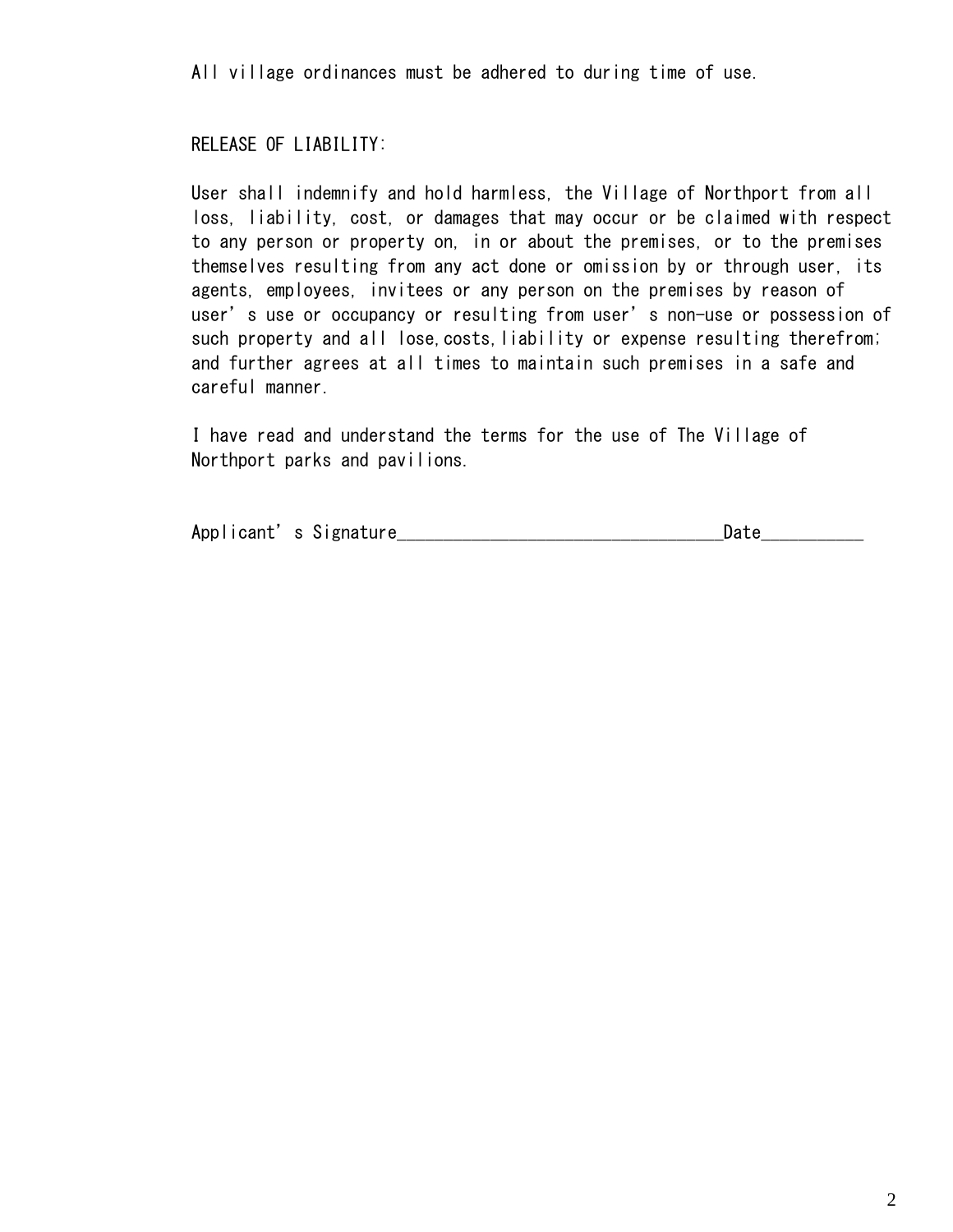All village ordinances must be adhered to during time of use.

RELEASE OF LIABILITY:

User shall indemnify and hold harmless, the Village of Northport from all loss, liability, cost, or damages that may occur or be claimed with respect to any person or property on, in or about the premises, or to the premises themselves resulting from any act done or omission by or through user, its agents, employees, invitees or any person on the premises by reason of user's use or occupancy or resulting from user's non-use or possession of such property and all lose,costs,liability or expense resulting therefrom; and further agrees at all times to maintain such premises in a safe and careful manner.

I have read and understand the terms for the use of The Village of Northport parks and pavilions.

Applicant's Signature___________________________________Date___________